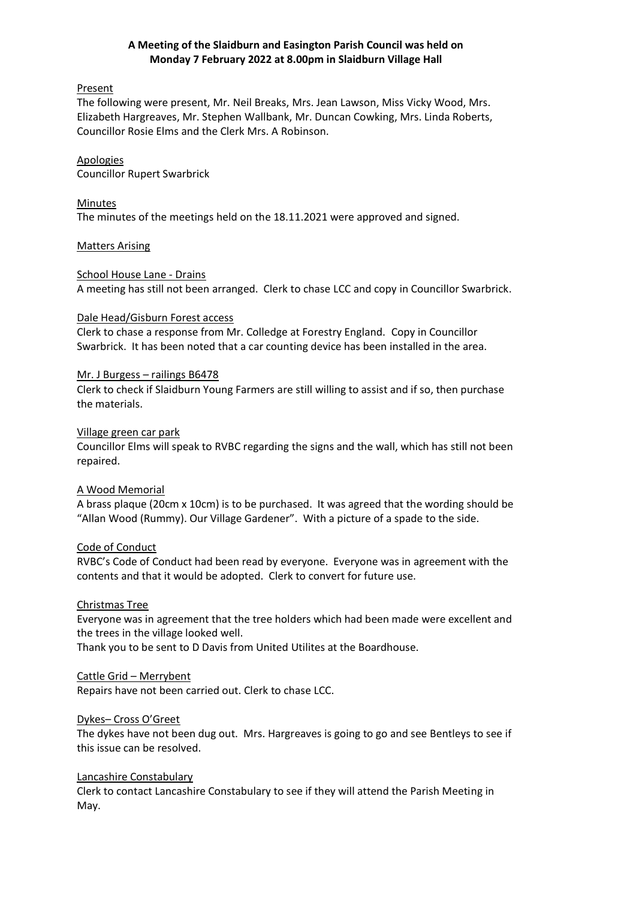# A Meeting of the Slaidburn and Easington Parish Council was held on Monday 7 February 2022 at 8.00pm in Slaidburn Village Hall

## Present

The following were present, Mr. Neil Breaks, Mrs. Jean Lawson, Miss Vicky Wood, Mrs. Elizabeth Hargreaves, Mr. Stephen Wallbank, Mr. Duncan Cowking, Mrs. Linda Roberts, Councillor Rosie Elms and the Clerk Mrs. A Robinson.

## Apologies

Councillor Rupert Swarbrick

## Minutes

The minutes of the meetings held on the 18.11.2021 were approved and signed.

## Matters Arising

### School House Lane - Drains

A meeting has still not been arranged. Clerk to chase LCC and copy in Councillor Swarbrick.

### Dale Head/Gisburn Forest access

Clerk to chase a response from Mr. Colledge at Forestry England. Copy in Councillor Swarbrick. It has been noted that a car counting device has been installed in the area.

### Mr. J Burgess – railings B6478

Clerk to check if Slaidburn Young Farmers are still willing to assist and if so, then purchase the materials.

### Village green car park

Councillor Elms will speak to RVBC regarding the signs and the wall, which has still not been repaired.

### A Wood Memorial

A brass plaque (20cm x 10cm) is to be purchased. It was agreed that the wording should be "Allan Wood (Rummy). Our Village Gardener". With a picture of a spade to the side.

### Code of Conduct

RVBC's Code of Conduct had been read by everyone. Everyone was in agreement with the contents and that it would be adopted. Clerk to convert for future use.

### Christmas Tree

Everyone was in agreement that the tree holders which had been made were excellent and the trees in the village looked well.

Thank you to be sent to D Davis from United Utilites at the Boardhouse.

### Cattle Grid – Merrybent

Repairs have not been carried out. Clerk to chase LCC.

### Dykes– Cross O'Greet

The dykes have not been dug out. Mrs. Hargreaves is going to go and see Bentleys to see if this issue can be resolved.

### Lancashire Constabulary

Clerk to contact Lancashire Constabulary to see if they will attend the Parish Meeting in May.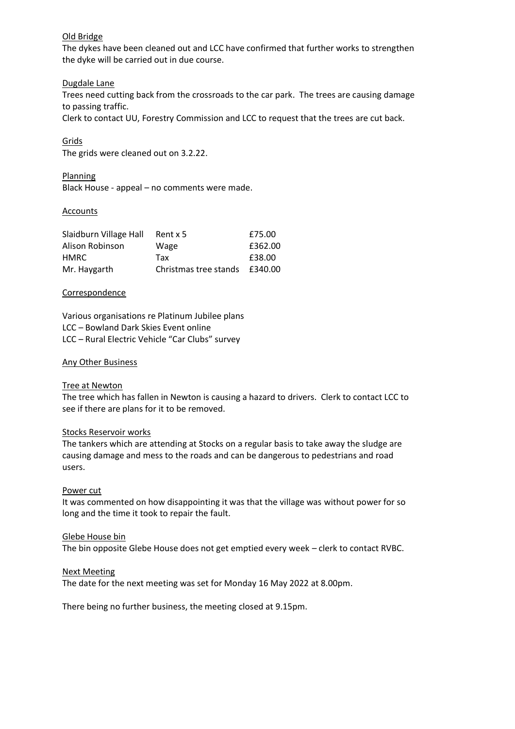Old Bridge

The dykes have been cleaned out and LCC have confirmed that further works to strengthen the dyke will be carried out in due course.

Dugdale Lane

Trees need cutting back from the crossroads to the car park. The trees are causing damage to passing traffic.

Clerk to contact UU, Forestry Commission and LCC to request that the trees are cut back.

Grids

The grids were cleaned out on 3.2.22.

Planning

Black House - appeal – no comments were made.

Accounts

| | | |
|---|---|---|
| Slaidburn Village Hall | Rent x 5 | £75.00 |
| Alison Robinson | Wage | £362.00 |
| HMRC | Tax | £38.00 |
| Mr. Haygarth | Christmas tree stands | £340.00 |

Correspondence

Various organisations re Platinum Jubilee plans
LCC – Bowland Dark Skies Event online
LCC – Rural Electric Vehicle "Car Clubs" survey

Any Other Business

Tree at Newton

The tree which has fallen in Newton is causing a hazard to drivers. Clerk to contact LCC to see if there are plans for it to be removed.

Stocks Reservoir works

The tankers which are attending at Stocks on a regular basis to take away the sludge are causing damage and mess to the roads and can be dangerous to pedestrians and road users.

Power cut

It was commented on how disappointing it was that the village was without power for so long and the time it took to repair the fault.

Glebe House bin

The bin opposite Glebe House does not get emptied every week – clerk to contact RVBC.

Next Meeting

The date for the next meeting was set for Monday 16 May 2022 at 8.00pm.

There being no further business, the meeting closed at 9.15pm.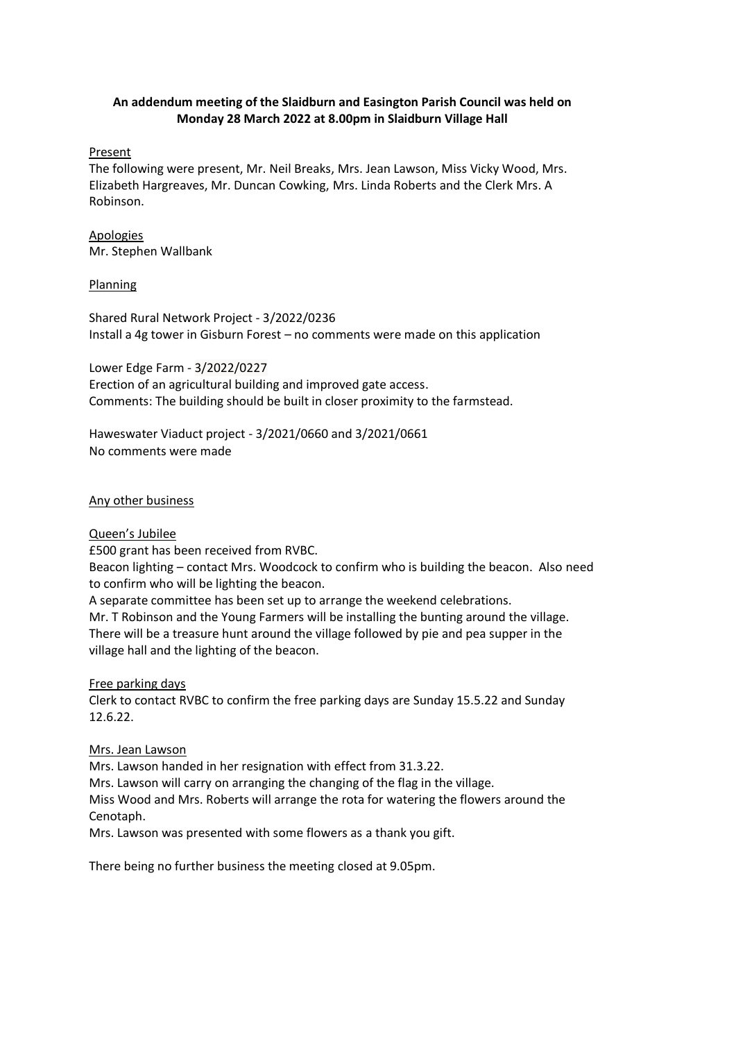**An addendum meeting of the Slaidburn and Easington Parish Council was held on Monday 28 March 2022 at 8.00pm in Slaidburn Village Hall**

Present

The following were present, Mr. Neil Breaks, Mrs. Jean Lawson, Miss Vicky Wood, Mrs. Elizabeth Hargreaves, Mr. Duncan Cowking, Mrs. Linda Roberts and the Clerk Mrs. A Robinson.

Apologies

Mr. Stephen Wallbank

Planning

Shared Rural Network Project - 3/2022/0236
Install a 4g tower in Gisburn Forest – no comments were made on this application

Lower Edge Farm - 3/2022/0227
Erection of an agricultural building and improved gate access.
Comments: The building should be built in closer proximity to the farmstead.

Haweswater Viaduct project - 3/2021/0660 and 3/2021/0661
No comments were made

Any other business

Queen's Jubilee

£500 grant has been received from RVBC.

Beacon lighting – contact Mrs. Woodcock to confirm who is building the beacon. Also need to confirm who will be lighting the beacon.

A separate committee has been set up to arrange the weekend celebrations.

Mr. T Robinson and the Young Farmers will be installing the bunting around the village.

There will be a treasure hunt around the village followed by pie and pea supper in the village hall and the lighting of the beacon.

Free parking days

Clerk to contact RVBC to confirm the free parking days are Sunday 15.5.22 and Sunday 12.6.22.

Mrs. Jean Lawson

Mrs. Lawson handed in her resignation with effect from 31.3.22.

Mrs. Lawson will carry on arranging the changing of the flag in the village.

Miss Wood and Mrs. Roberts will arrange the rota for watering the flowers around the Cenotaph.

Mrs. Lawson was presented with some flowers as a thank you gift.

There being no further business the meeting closed at 9.05pm.